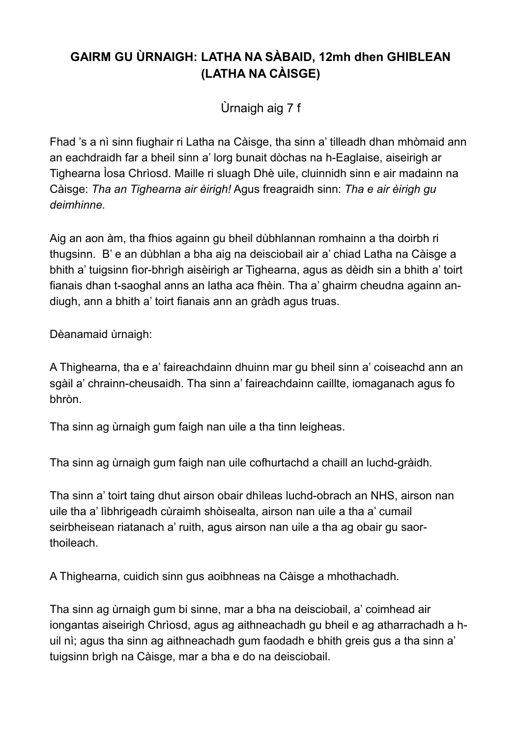# GAIRM GU ÙRNAIGH: LATHA NA SÀBAID, 12mh dhen GHIBLEAN (LATHA NA CÀISGE)

Ùrnaigh aig 7 f

Fhad 's a nì sinn fiughair ri Latha na Càisge, tha sinn a' tilleadh dhan mhòmaid ann an eachdraidh far a bheil sinn a' lorg bunait dòchas na h-Eaglaise, aiseirigh ar Tighearna Ìosa Chrìosd. Maille ri sluagh Dhè uile, cluinnidh sinn e air madainn na Càisge: *Tha an Tighearna air èirigh!* Agus freagraidh sinn: *Tha e air èirigh gu deimhinne.*

Aig an aon àm, tha fhios againn gu bheil dùbhlannan romhainn a tha doirbh ri thugsinn. B' e an dùbhlan a bha aig na deisciobail air a' chiad Latha na Càisge a bhith a' tuigsinn fìor-bhrìgh aisèirigh ar Tighearna, agus as dèidh sin a bhith a' toirt fianais dhan t-saoghal anns an latha aca fhèin. Tha a' ghairm cheudna againn an-diugh, ann a bhith a' toirt fianais ann an gràdh agus truas.

Dèanamaid ùrnaigh:

A Thighearna, tha e a' faireachdainn dhuinn mar gu bheil sinn a' coiseachd ann an sgàil a' chrainn-cheusaidh. Tha sinn a' faireachdainn caillte, iomaganach agus fo bhròn.

Tha sinn ag ùrnaigh gum faigh nan uile a tha tinn leigheas.

Tha sinn ag ùrnaigh gum faigh nan uile cofhurtachd a chaill an luchd-gràidh.

Tha sinn a' toirt taing dhut airson obair dhìleas luchd-obrach an NHS, airson nan uile tha a' lìbhrigeadh cùraimh shòisealta, airson nan uile a tha a' cumail seirbheisean riatanach a' ruith, agus airson nan uile a tha ag obair gu saor-thoileach.

A Thighearna, cuidich sinn gus aoibhneas na Càisge a mhothachadh.

Tha sinn ag ùrnaigh gum bi sinne, mar a bha na deisciobail, a' coimhead air iongantas aiseirigh Chrìosd, agus ag aithneachadh gu bheil e ag atharrachadh a h-uil nì; agus tha sinn ag aithneachadh gum faodadh e bhith greis gus a tha sinn a' tuigsinn brìgh na Càisge, mar a bha e do na deisciobail.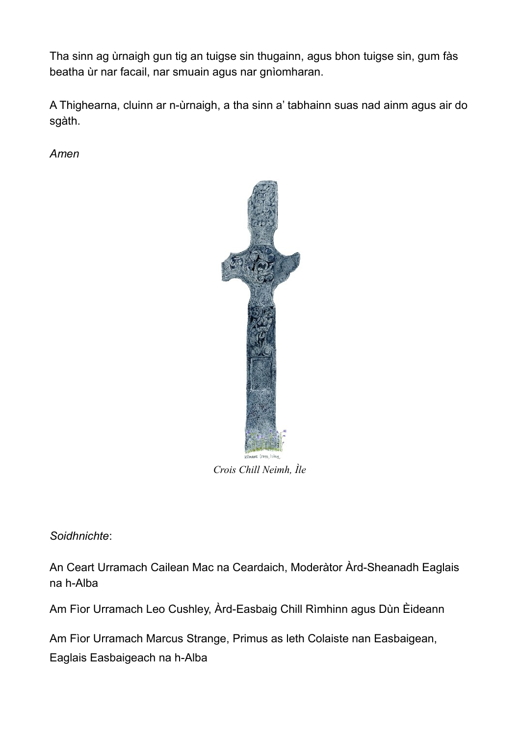Tha sinn ag ùrnaigh gun tig an tuigse sin thugainn, agus bhon tuigse sin, gum fàs beatha ùr nar facail, nar smuain agus nar gnìomharan.

A Thighearna, cluinn ar n-ùrnaigh, a tha sinn a' tabhainn suas nad ainm agus air do sgàth.

*Amen*

*Crois Chill Neimh, Ìle*

*Soidhnichte*:

An Ceart Urramach Cailean Mac na Ceardaich, Moderàtor Àrd-Sheanadh Eaglais na h-Alba

Am Fìor Urramach Leo Cushley, Àrd-Easbaig Chill Rìmhinn agus Dùn Èideann

Am Fìor Urramach Marcus Strange, Primus as leth Colaiste nan Easbaigean, Eaglais Easbaigeach na h-Alba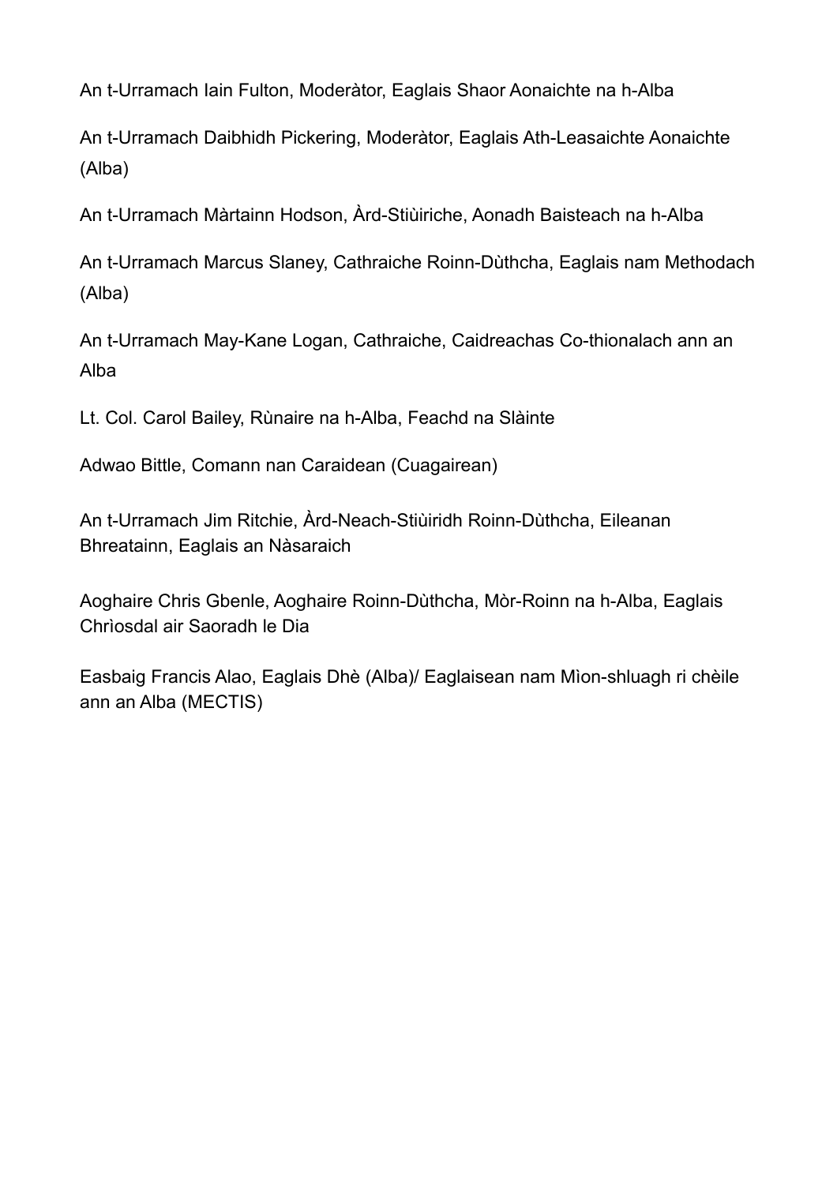An t-Urramach Iain Fulton, Moderàtor, Eaglais Shaor Aonaichte na h-Alba

An t-Urramach Daibhidh Pickering, Moderàtor, Eaglais Ath-Leasaichte Aonaichte (Alba)

An t-Urramach Màrtainn Hodson, Àrd-Stiùiriche, Aonadh Baisteach na h-Alba

An t-Urramach Marcus Slaney, Cathraiche Roinn-Dùthcha, Eaglais nam Methodach (Alba)

An t-Urramach May-Kane Logan, Cathraiche, Caidreachas Co-thionalach ann an Alba

Lt. Col. Carol Bailey, Rùnaire na h-Alba, Feachd na Slàinte

Adwao Bittle, Comann nan Caraidean (Cuagairean)

An t-Urramach Jim Ritchie, Àrd-Neach-Stiùiridh Roinn-Dùthcha, Eileanan Bhreatainn, Eaglais an Nàsaraich

Aoghaire Chris Gbenle, Aoghaire Roinn-Dùthcha, Mòr-Roinn na h-Alba, Eaglais Chrìosdal air Saoradh le Dia

Easbaig Francis Alao, Eaglais Dhè (Alba)/ Eaglaisean nam Mìon-shluagh ri chèile ann an Alba (MECTIS)